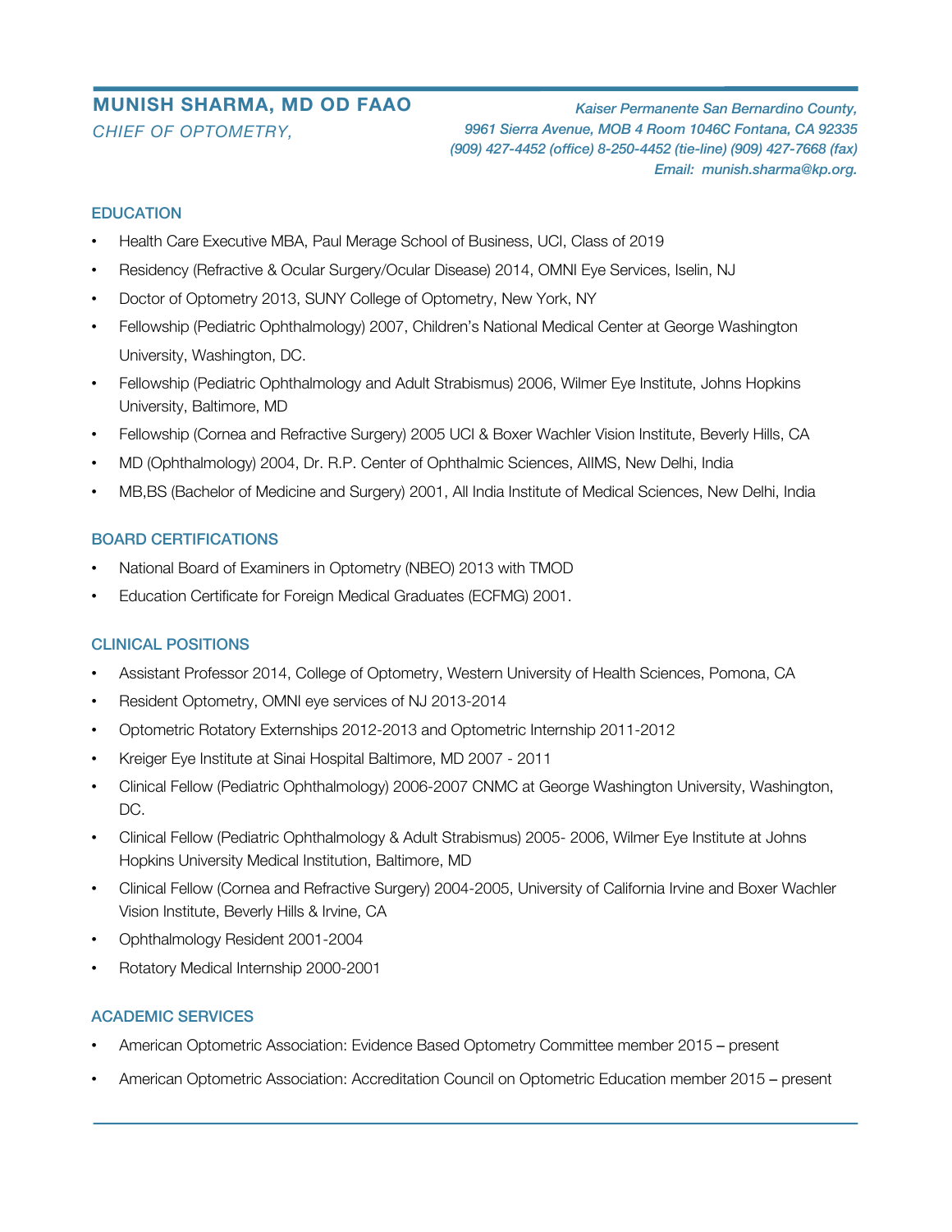# MUNISH SHARMA, MD OD FAAO

*CHIEF OF OPTOMETRY,*

*Kaiser Permanente San Bernardino County,*
*9961 Sierra Avenue, MOB 4 Room 1046C Fontana, CA 92335*
*(909) 427-4452 (office) 8-250-4452 (tie-line) (909) 427-7668 (fax)*
*Email: munish.sharma@kp.org.*

## EDUCATION

- Health Care Executive MBA, Paul Merage School of Business, UCI, Class of 2019
- Residency (Refractive & Ocular Surgery/Ocular Disease) 2014, OMNI Eye Services, Iselin, NJ
- Doctor of Optometry 2013, SUNY College of Optometry, New York, NY
- Fellowship (Pediatric Ophthalmology) 2007, Children's National Medical Center at George Washington University, Washington, DC.
- Fellowship (Pediatric Ophthalmology and Adult Strabismus) 2006, Wilmer Eye Institute, Johns Hopkins University, Baltimore, MD
- Fellowship (Cornea and Refractive Surgery) 2005 UCI & Boxer Wachler Vision Institute, Beverly Hills, CA
- MD (Ophthalmology) 2004, Dr. R.P. Center of Ophthalmic Sciences, AIIMS, New Delhi, India
- MB,BS (Bachelor of Medicine and Surgery) 2001, All India Institute of Medical Sciences, New Delhi, India

## BOARD CERTIFICATIONS

- National Board of Examiners in Optometry (NBEO) 2013 with TMOD
- Education Certificate for Foreign Medical Graduates (ECFMG) 2001.

## CLINICAL POSITIONS

- Assistant Professor 2014, College of Optometry, Western University of Health Sciences, Pomona, CA
- Resident Optometry, OMNI eye services of NJ 2013-2014
- Optometric Rotatory Externships 2012-2013 and Optometric Internship 2011-2012
- Kreiger Eye Institute at Sinai Hospital Baltimore, MD 2007 - 2011
- Clinical Fellow (Pediatric Ophthalmology) 2006-2007 CNMC at George Washington University, Washington, DC.
- Clinical Fellow (Pediatric Ophthalmology & Adult Strabismus) 2005- 2006, Wilmer Eye Institute at Johns Hopkins University Medical Institution, Baltimore, MD
- Clinical Fellow (Cornea and Refractive Surgery) 2004-2005, University of California Irvine and Boxer Wachler Vision Institute, Beverly Hills & Irvine, CA
- Ophthalmology Resident 2001-2004
- Rotatory Medical Internship 2000-2001

## ACADEMIC SERVICES

- American Optometric Association: Evidence Based Optometry Committee member 2015 – present
- American Optometric Association: Accreditation Council on Optometric Education member 2015 – present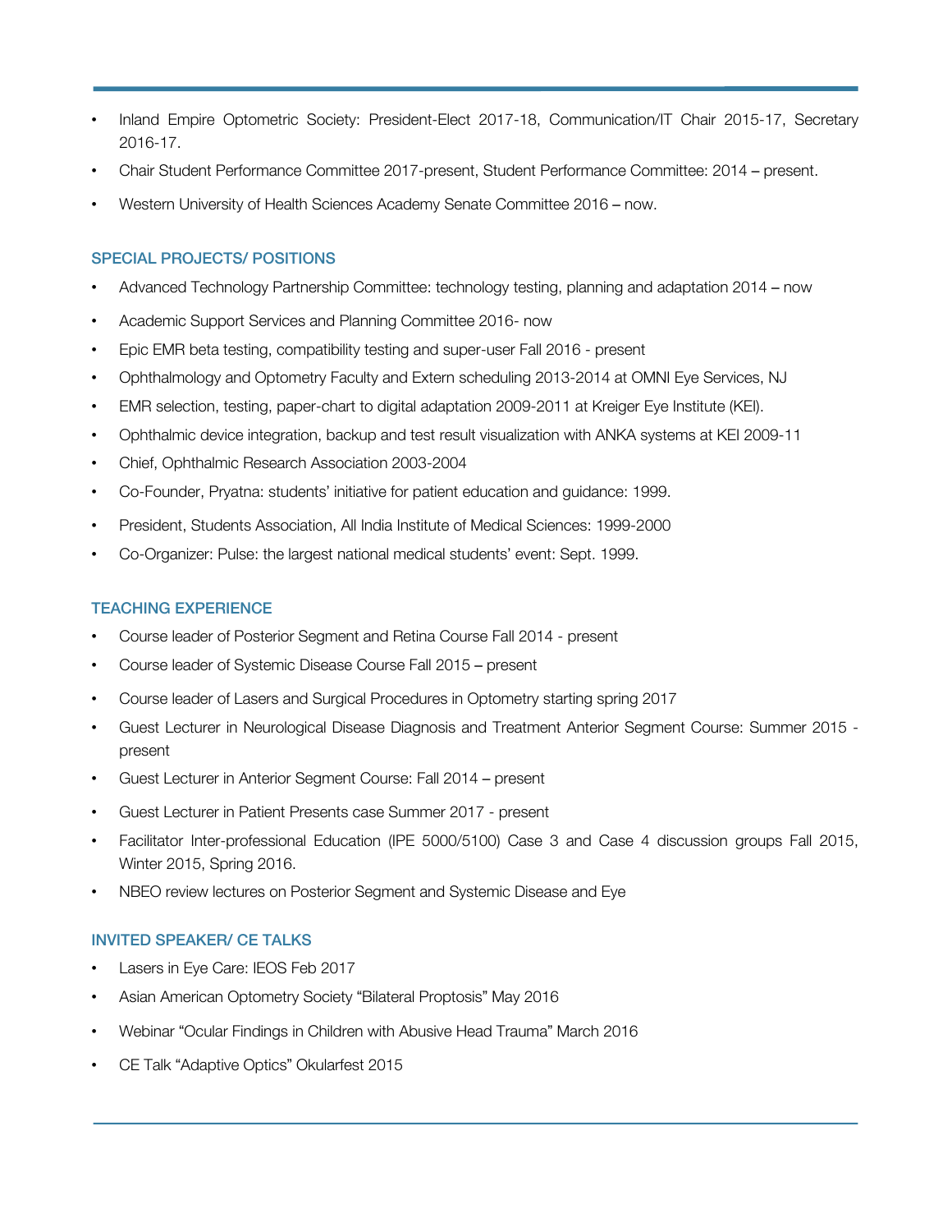- Inland Empire Optometric Society: President-Elect 2017-18, Communication/IT Chair 2015-17, Secretary 2016-17.
- Chair Student Performance Committee 2017-present, Student Performance Committee: 2014 – present.
- Western University of Health Sciences Academy Senate Committee 2016 – now.

## SPECIAL PROJECTS/ POSITIONS

- Advanced Technology Partnership Committee: technology testing, planning and adaptation 2014 – now
- Academic Support Services and Planning Committee 2016- now
- Epic EMR beta testing, compatibility testing and super-user Fall 2016 - present
- Ophthalmology and Optometry Faculty and Extern scheduling 2013-2014 at OMNI Eye Services, NJ
- EMR selection, testing, paper-chart to digital adaptation 2009-2011 at Kreiger Eye Institute (KEI).
- Ophthalmic device integration, backup and test result visualization with ANKA systems at KEI 2009-11
- Chief, Ophthalmic Research Association 2003-2004
- Co-Founder, Pryatna: students' initiative for patient education and guidance: 1999.
- President, Students Association, All India Institute of Medical Sciences: 1999-2000
- Co-Organizer: Pulse: the largest national medical students' event: Sept. 1999.

## TEACHING EXPERIENCE

- Course leader of Posterior Segment and Retina Course Fall 2014 - present
- Course leader of Systemic Disease Course Fall 2015 – present
- Course leader of Lasers and Surgical Procedures in Optometry starting spring 2017
- Guest Lecturer in Neurological Disease Diagnosis and Treatment Anterior Segment Course: Summer 2015 - present
- Guest Lecturer in Anterior Segment Course: Fall 2014 – present
- Guest Lecturer in Patient Presents case Summer 2017 - present
- Facilitator Inter-professional Education (IPE 5000/5100) Case 3 and Case 4 discussion groups Fall 2015, Winter 2015, Spring 2016.
- NBEO review lectures on Posterior Segment and Systemic Disease and Eye

## INVITED SPEAKER/ CE TALKS

- Lasers in Eye Care: IEOS Feb 2017
- Asian American Optometry Society "Bilateral Proptosis" May 2016
- Webinar "Ocular Findings in Children with Abusive Head Trauma" March 2016
- CE Talk "Adaptive Optics" Okularfest 2015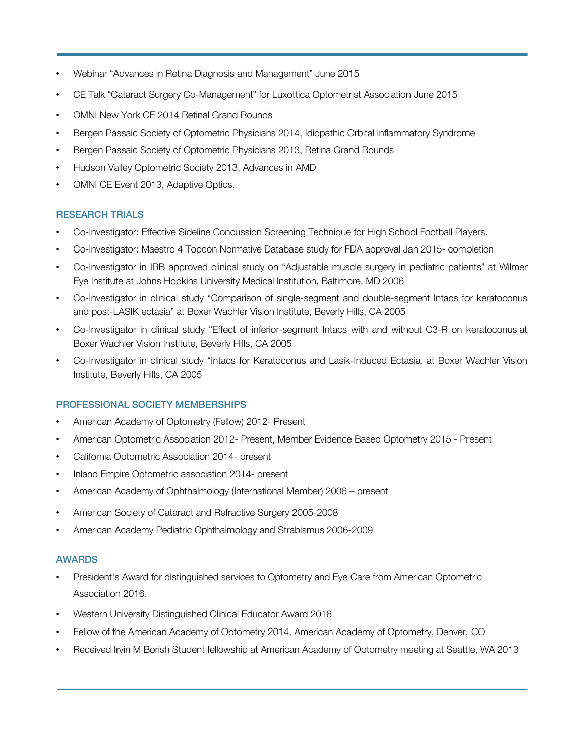- Webinar “Advances in Retina Diagnosis and Management” June 2015
- CE Talk “Cataract Surgery Co-Management” for Luxottica Optometrist Association June 2015
- OMNI New York CE 2014 Retinal Grand Rounds
- Bergen Passaic Society of Optometric Physicians 2014, Idiopathic Orbital Inflammatory Syndrome
- Bergen Passaic Society of Optometric Physicians 2013, Retina Grand Rounds
- Hudson Valley Optometric Society 2013, Advances in AMD
- OMNI CE Event 2013, Adaptive Optics.

## RESEARCH TRIALS

- Co-Investigator: Effective Sideline Concussion Screening Technique for High School Football Players.
- Co-Investigator: Maestro 4 Topcon Normative Database study for FDA approval Jan 2015- completion
- Co-Investigator in IRB approved clinical study on “Adjustable muscle surgery in pediatric patients” at Wilmer Eye Institute at Johns Hopkins University Medical Institution, Baltimore, MD 2006
- Co-Investigator in clinical study “Comparison of single-segment and double-segment Intacs for keratoconus and post-LASIK ectasia” at Boxer Wachler Vision Institute, Beverly Hills, CA 2005
- Co-Investigator in clinical study “Effect of inferior-segment Intacs with and without C3-R on keratoconus at Boxer Wachler Vision Institute, Beverly Hills, CA 2005
- Co-Investigator in clinical study “Intacs for Keratoconus and Lasik-Induced Ectasia. at Boxer Wachler Vision Institute, Beverly Hills, CA 2005

## PROFESSIONAL SOCIETY MEMBERSHIPS

- American Academy of Optometry (Fellow) 2012- Present
- American Optometric Association 2012- Present, Member Evidence Based Optometry 2015 - Present
- California Optometric Association 2014- present
- Inland Empire Optometric association 2014- present
- American Academy of Ophthalmology (International Member) 2006 – present
- American Society of Cataract and Refractive Surgery 2005-2008
- American Academy Pediatric Ophthalmology and Strabismus 2006-2009

## AWARDS

- President's Award for distinguished services to Optometry and Eye Care from American Optometric Association 2016.
- Western University Distinguished Clinical Educator Award 2016
- Fellow of the American Academy of Optometry 2014, American Academy of Optometry, Denver, CO
- Received Irvin M Borish Student fellowship at American Academy of Optometry meeting at Seattle, WA 2013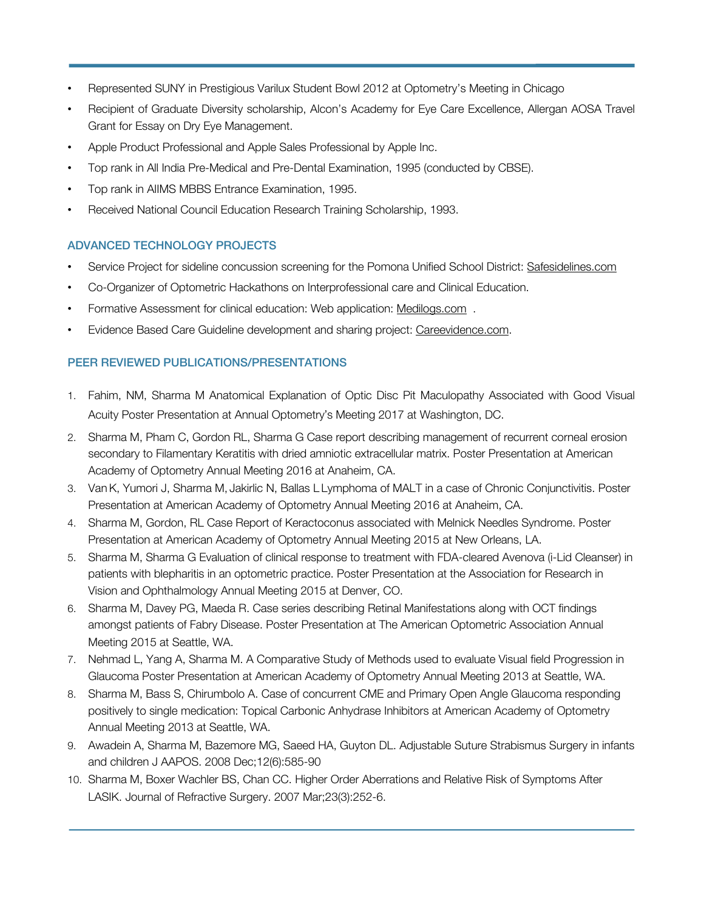- Represented SUNY in Prestigious Varilux Student Bowl 2012 at Optometry's Meeting in Chicago
- Recipient of Graduate Diversity scholarship, Alcon's Academy for Eye Care Excellence, Allergan AOSA Travel Grant for Essay on Dry Eye Management.
- Apple Product Professional and Apple Sales Professional by Apple Inc.
- Top rank in All India Pre-Medical and Pre-Dental Examination, 1995 (conducted by CBSE).
- Top rank in AIIMS MBBS Entrance Examination, 1995.
- Received National Council Education Research Training Scholarship, 1993.

## ADVANCED TECHNOLOGY PROJECTS

- Service Project for sideline concussion screening for the Pomona Unified School District: Safesidelines.com
- Co-Organizer of Optometric Hackathons on Interprofessional care and Clinical Education.
- Formative Assessment for clinical education: Web application: Medilogs.com .
- Evidence Based Care Guideline development and sharing project: Careevidence.com.

## PEER REVIEWED PUBLICATIONS/PRESENTATIONS

1. Fahim, NM, Sharma M Anatomical Explanation of Optic Disc Pit Maculopathy Associated with Good Visual Acuity Poster Presentation at Annual Optometry's Meeting 2017 at Washington, DC.
2. Sharma M, Pham C, Gordon RL, Sharma G Case report describing management of recurrent corneal erosion secondary to Filamentary Keratitis with dried amniotic extracellular matrix. Poster Presentation at American Academy of Optometry Annual Meeting 2016 at Anaheim, CA.
3. Van K, Yumori J, Sharma M, Jakirlic N, Ballas L Lymphoma of MALT in a case of Chronic Conjunctivitis. Poster Presentation at American Academy of Optometry Annual Meeting 2016 at Anaheim, CA.
4. Sharma M, Gordon, RL Case Report of Keractoconus associated with Melnick Needles Syndrome. Poster Presentation at American Academy of Optometry Annual Meeting 2015 at New Orleans, LA.
5. Sharma M, Sharma G Evaluation of clinical response to treatment with FDA-cleared Avenova (i-Lid Cleanser) in patients with blepharitis in an optometric practice. Poster Presentation at the Association for Research in Vision and Ophthalmology Annual Meeting 2015 at Denver, CO.
6. Sharma M, Davey PG, Maeda R. Case series describing Retinal Manifestations along with OCT findings amongst patients of Fabry Disease. Poster Presentation at The American Optometric Association Annual Meeting 2015 at Seattle, WA.
7. Nehmad L, Yang A, Sharma M. A Comparative Study of Methods used to evaluate Visual field Progression in Glaucoma Poster Presentation at American Academy of Optometry Annual Meeting 2013 at Seattle, WA.
8. Sharma M, Bass S, Chirumbolo A. Case of concurrent CME and Primary Open Angle Glaucoma responding positively to single medication: Topical Carbonic Anhydrase Inhibitors at American Academy of Optometry Annual Meeting 2013 at Seattle, WA.
9. Awadein A, Sharma M, Bazemore MG, Saeed HA, Guyton DL. Adjustable Suture Strabismus Surgery in infants and children J AAPOS. 2008 Dec;12(6):585-90
10. Sharma M, Boxer Wachler BS, Chan CC. Higher Order Aberrations and Relative Risk of Symptoms After LASIK. Journal of Refractive Surgery. 2007 Mar;23(3):252-6.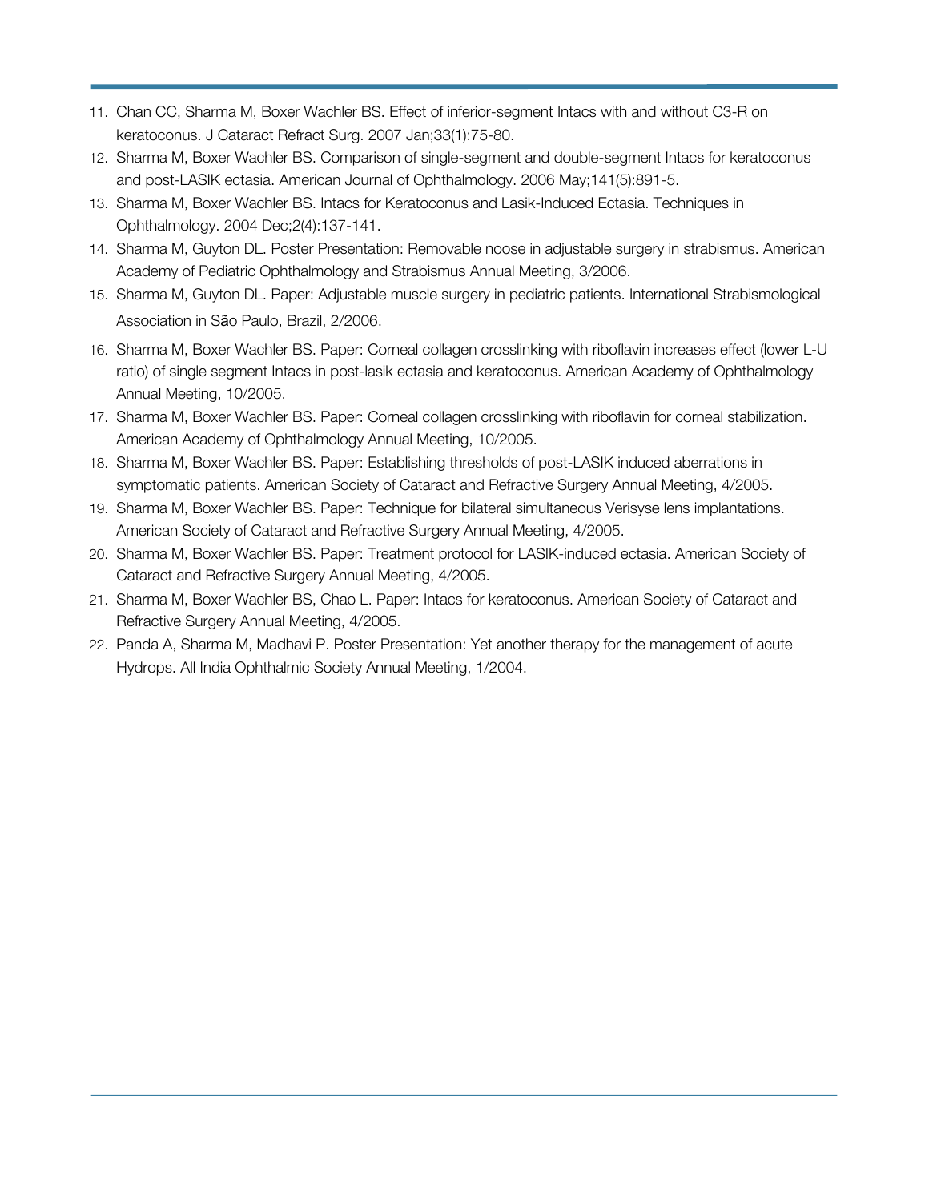11. Chan CC, Sharma M, Boxer Wachler BS. Effect of inferior-segment Intacs with and without C3-R on keratoconus. J Cataract Refract Surg. 2007 Jan;33(1):75-80.
12. Sharma M, Boxer Wachler BS. Comparison of single-segment and double-segment Intacs for keratoconus and post-LASIK ectasia. American Journal of Ophthalmology. 2006 May;141(5):891-5.
13. Sharma M, Boxer Wachler BS. Intacs for Keratoconus and Lasik-Induced Ectasia. Techniques in Ophthalmology. 2004 Dec;2(4):137-141.
14. Sharma M, Guyton DL. Poster Presentation: Removable noose in adjustable surgery in strabismus. American Academy of Pediatric Ophthalmology and Strabismus Annual Meeting, 3/2006.
15. Sharma M, Guyton DL. Paper: Adjustable muscle surgery in pediatric patients. International Strabismological Association in São Paulo, Brazil, 2/2006.
16. Sharma M, Boxer Wachler BS. Paper: Corneal collagen crosslinking with riboflavin increases effect (lower L-U ratio) of single segment Intacs in post-lasik ectasia and keratoconus. American Academy of Ophthalmology Annual Meeting, 10/2005.
17. Sharma M, Boxer Wachler BS. Paper: Corneal collagen crosslinking with riboflavin for corneal stabilization. American Academy of Ophthalmology Annual Meeting, 10/2005.
18. Sharma M, Boxer Wachler BS. Paper: Establishing thresholds of post-LASIK induced aberrations in symptomatic patients. American Society of Cataract and Refractive Surgery Annual Meeting, 4/2005.
19. Sharma M, Boxer Wachler BS. Paper: Technique for bilateral simultaneous Verisyse lens implantations. American Society of Cataract and Refractive Surgery Annual Meeting, 4/2005.
20. Sharma M, Boxer Wachler BS. Paper: Treatment protocol for LASIK-induced ectasia. American Society of Cataract and Refractive Surgery Annual Meeting, 4/2005.
21. Sharma M, Boxer Wachler BS, Chao L. Paper: Intacs for keratoconus. American Society of Cataract and Refractive Surgery Annual Meeting, 4/2005.
22. Panda A, Sharma M, Madhavi P. Poster Presentation: Yet another therapy for the management of acute Hydrops. All India Ophthalmic Society Annual Meeting, 1/2004.